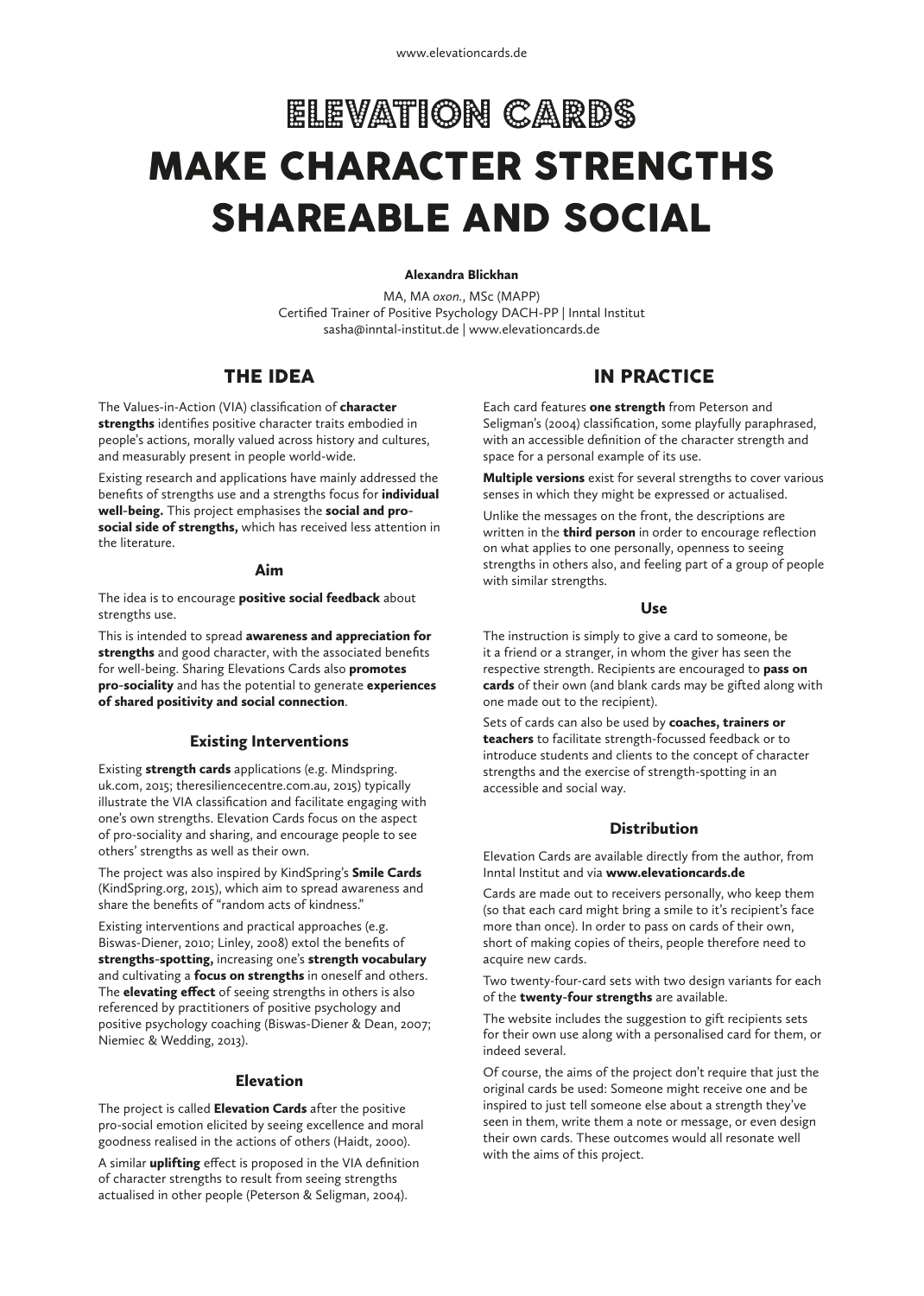# ELEVATION CARDS MAKE CHARACTER STRENGTHS SHAREABLE AND SOCIAL

**Alexandra Blickhan**

MA, MA *oxon.*, MSc (MAPP)
Certified Trainer of Positive Psychology DACH-PP | Inntal Institut
sasha@inntal-institut.de | www.elevationcards.de

## THE IDEA

The Values-in-Action (VIA) classification of **character strengths** identifies positive character traits embodied in people's actions, morally valued across history and cultures, and measurably present in people world-wide.

Existing research and applications have mainly addressed the benefits of strengths use and a strengths focus for **individual well-being.** This project emphasises the **social and pro-social side of strengths,** which has received less attention in the literature.

### Aim

The idea is to encourage **positive social feedback** about strengths use.

This is intended to spread **awareness and appreciation for strengths** and good character, with the associated benefits for well-being. Sharing Elevations Cards also **promotes pro-sociality** and has the potential to generate **experiences of shared positivity and social connection**.

### Existing Interventions

Existing **strength cards** applications (e.g. Mindspring.uk.com, 2015; theresiliencecentre.com.au, 2015) typically illustrate the VIA classification and facilitate engaging with one's own strengths. Elevation Cards focus on the aspect of pro-sociality and sharing, and encourage people to see others' strengths as well as their own.

The project was also inspired by KindSpring's **Smile Cards** (KindSpring.org, 2015), which aim to spread awareness and share the benefits of "random acts of kindness."

Existing interventions and practical approaches (e.g. Biswas-Diener, 2010; Linley, 2008) extol the benefits of **strengths-spotting,** increasing one's **strength vocabulary** and cultivating a **focus on strengths** in oneself and others. The **elevating effect** of seeing strengths in others is also referenced by practitioners of positive psychology and positive psychology coaching (Biswas-Diener & Dean, 2007; Niemiec & Wedding, 2013).

### Elevation

The project is called **Elevation Cards** after the positive pro-social emotion elicited by seeing excellence and moral goodness realised in the actions of others (Haidt, 2000).

A similar **uplifting** effect is proposed in the VIA definition of character strengths to result from seeing strengths actualised in other people (Peterson & Seligman, 2004).

## IN PRACTICE

Each card features **one strength** from Peterson and Seligman's (2004) classification, some playfully paraphrased, with an accessible definition of the character strength and space for a personal example of its use.

**Multiple versions** exist for several strengths to cover various senses in which they might be expressed or actualised.

Unlike the messages on the front, the descriptions are written in the **third person** in order to encourage reflection on what applies to one personally, openness to seeing strengths in others also, and feeling part of a group of people with similar strengths.

### Use

The instruction is simply to give a card to someone, be it a friend or a stranger, in whom the giver has seen the respective strength. Recipients are encouraged to **pass on cards** of their own (and blank cards may be gifted along with one made out to the recipient).

Sets of cards can also be used by **coaches, trainers or teachers** to facilitate strength-focussed feedback or to introduce students and clients to the concept of character strengths and the exercise of strength-spotting in an accessible and social way.

### Distribution

Elevation Cards are available directly from the author, from Inntal Institut and via **www.elevationcards.de**

Cards are made out to receivers personally, who keep them (so that each card might bring a smile to it's recipient's face more than once). In order to pass on cards of their own, short of making copies of theirs, people therefore need to acquire new cards.

Two twenty-four-card sets with two design variants for each of the **twenty-four strengths** are available.

The website includes the suggestion to gift recipients sets for their own use along with a personalised card for them, or indeed several.

Of course, the aims of the project don't require that just the original cards be used: Someone might receive one and be inspired to just tell someone else about a strength they've seen in them, write them a note or message, or even design their own cards. These outcomes would all resonate well with the aims of this project.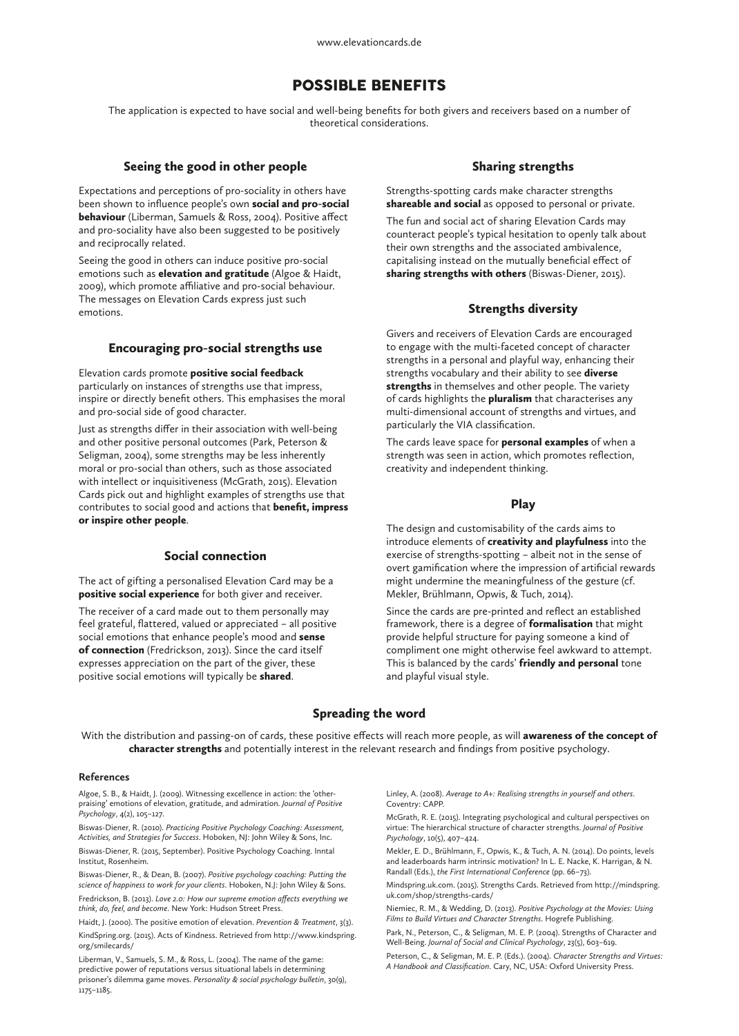# POSSIBLE BENEFITS

The application is expected to have social and well-being benefits for both givers and receivers based on a number of theoretical considerations.

## Seeing the good in other people

Expectations and perceptions of pro-sociality in others have been shown to influence people's own **social and pro-social behaviour** (Liberman, Samuels & Ross, 2004). Positive affect and pro-sociality have also been suggested to be positively and reciprocally related.

Seeing the good in others can induce positive pro-social emotions such as **elevation and gratitude** (Algoe & Haidt, 2009), which promote affiliative and pro-social behaviour. The messages on Elevation Cards express just such emotions.

## Encouraging pro-social strengths use

Elevation cards promote **positive social feedback** particularly on instances of strengths use that impress, inspire or directly benefit others. This emphasises the moral and pro-social side of good character.

Just as strengths differ in their association with well-being and other positive personal outcomes (Park, Peterson & Seligman, 2004), some strengths may be less inherently moral or pro-social than others, such as those associated with intellect or inquisitiveness (McGrath, 2015). Elevation Cards pick out and highlight examples of strengths use that contributes to social good and actions that **benefit, impress or inspire other people**.

## Social connection

The act of gifting a personalised Elevation Card may be a **positive social experience** for both giver and receiver.

The receiver of a card made out to them personally may feel grateful, flattered, valued or appreciated – all positive social emotions that enhance people's mood and **sense of connection** (Fredrickson, 2013). Since the card itself expresses appreciation on the part of the giver, these positive social emotions will typically be **shared**.

## Sharing strengths

Strengths-spotting cards make character strengths **shareable and social** as opposed to personal or private.

The fun and social act of sharing Elevation Cards may counteract people's typical hesitation to openly talk about their own strengths and the associated ambivalence, capitalising instead on the mutually beneficial effect of **sharing strengths with others** (Biswas-Diener, 2015).

## Strengths diversity

Givers and receivers of Elevation Cards are encouraged to engage with the multi-faceted concept of character strengths in a personal and playful way, enhancing their strengths vocabulary and their ability to see **diverse strengths** in themselves and other people. The variety of cards highlights the **pluralism** that characterises any multi-dimensional account of strengths and virtues, and particularly the VIA classification.

The cards leave space for **personal examples** of when a strength was seen in action, which promotes reflection, creativity and independent thinking.

## Play

The design and customisability of the cards aims to introduce elements of **creativity and playfulness** into the exercise of strengths-spotting – albeit not in the sense of overt gamification where the impression of artificial rewards might undermine the meaningfulness of the gesture (cf. Mekler, Brühlmann, Opwis, & Tuch, 2014).

Since the cards are pre-printed and reflect an established framework, there is a degree of **formalisation** that might provide helpful structure for paying someone a kind of compliment one might otherwise feel awkward to attempt. This is balanced by the cards' **friendly and personal** tone and playful visual style.

## Spreading the word

With the distribution and passing-on of cards, these positive effects will reach more people, as will **awareness of the concept of character strengths** and potentially interest in the relevant research and findings from positive psychology.

### References

Algoe, S. B., & Haidt, J. (2009). Witnessing excellence in action: the 'other-praising' emotions of elevation, gratitude, and admiration. *Journal of Positive Psychology*, 4(2), 105–127.

Biswas-Diener, R. (2010). *Practicing Positive Psychology Coaching: Assessment, Activities, and Strategies for Success*. Hoboken, NJ: John Wiley & Sons, Inc.

Biswas-Diener, R. (2015, September). Positive Psychology Coaching. Inntal Institut, Rosenheim.

Biswas-Diener, R., & Dean, B. (2007). *Positive psychology coaching: Putting the science of happiness to work for your clients*. Hoboken, N.J: John Wiley & Sons.

Fredrickson, B. (2013). *Love 2.0: How our supreme emotion affects everything we think, do, feel, and become*. New York: Hudson Street Press.

Haidt, J. (2000). The positive emotion of elevation. *Prevention & Treatment*, 3(3).

KindSpring.org. (2015). Acts of Kindness. Retrieved from http://www.kindspring.org/smilecards/

Liberman, V., Samuels, S. M., & Ross, L. (2004). The name of the game: predictive power of reputations versus situational labels in determining prisoner's dilemma game moves. *Personality & social psychology bulletin*, 30(9), 1175–1185.

Linley, A. (2008). *Average to A+: Realising strengths in yourself and others*. Coventry: CAPP.

McGrath, R. E. (2015). Integrating psychological and cultural perspectives on virtue: The hierarchical structure of character strengths. *Journal of Positive Psychology*, 10(5), 407–424.

Mekler, E. D., Brühlmann, F., Opwis, K., & Tuch, A. N. (2014). Do points, levels and leaderboards harm intrinsic motivation? In L. E. Nacke, K. Harrigan, & N. Randall (Eds.), *the First International Conference* (pp. 66–73).

Mindspring.uk.com. (2015). Strengths Cards. Retrieved from http://mindspring.uk.com/shop/strengths-cards/

Niemiec, R. M., & Wedding, D. (2013). *Positive Psychology at the Movies: Using Films to Build Virtues and Character Strengths*. Hogrefe Publishing.

Park, N., Peterson, C., & Seligman, M. E. P. (2004). Strengths of Character and Well-Being. *Journal of Social and Clinical Psychology*, 23(5), 603–619.

Peterson, C., & Seligman, M. E. P. (Eds.). (2004). *Character Strengths and Virtues: A Handbook and Classification*. Cary, NC, USA: Oxford University Press.